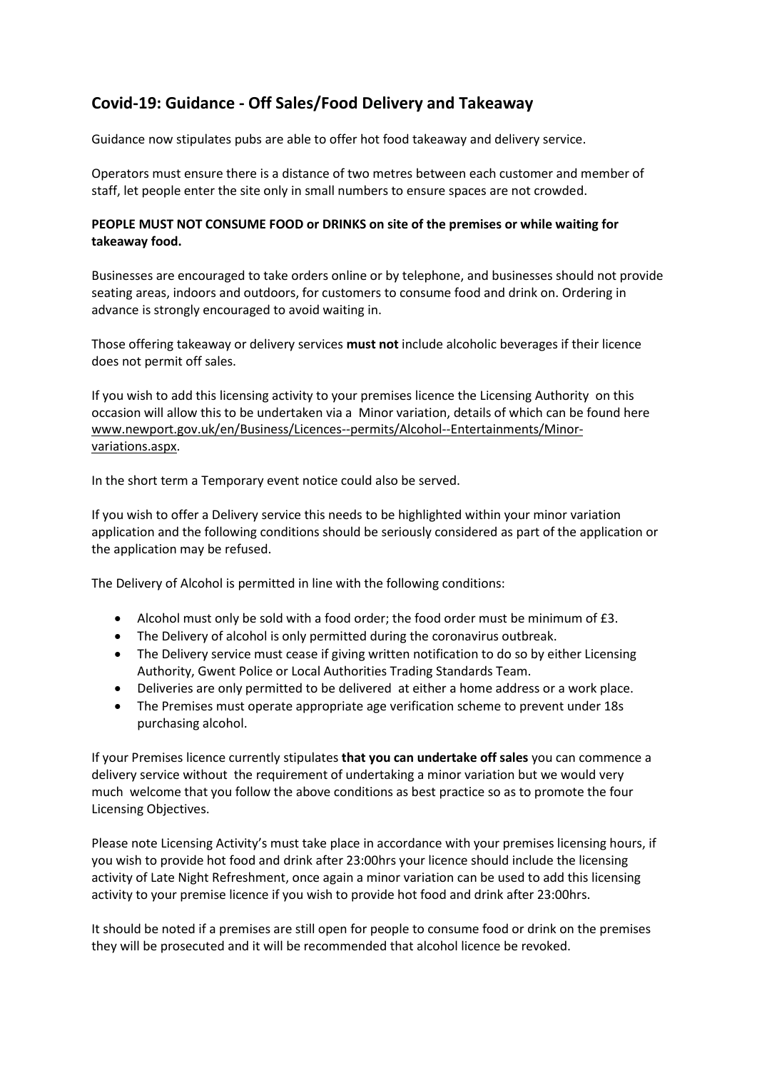## Covid-19: Guidance - Off Sales/Food Delivery and Takeaway

Guidance now stipulates pubs are able to offer hot food takeaway and delivery service.

Operators must ensure there is a distance of two metres between each customer and member of staff, let people enter the site only in small numbers to ensure spaces are not crowded.

**PEOPLE MUST NOT CONSUME FOOD or DRINKS on site of the premises or while waiting for takeaway food.**

Businesses are encouraged to take orders online or by telephone, and businesses should not provide seating areas, indoors and outdoors, for customers to consume food and drink on. Ordering in advance is strongly encouraged to avoid waiting in.

Those offering takeaway or delivery services **must not** include alcoholic beverages if their licence does not permit off sales.

If you wish to add this licensing activity to your premises licence the Licensing Authority on this occasion will allow this to be undertaken via a Minor variation, details of which can be found here www.newport.gov.uk/en/Business/Licences--permits/Alcohol--Entertainments/Minor-variations.aspx.

In the short term a Temporary event notice could also be served.

If you wish to offer a Delivery service this needs to be highlighted within your minor variation application and the following conditions should be seriously considered as part of the application or the application may be refused.

The Delivery of Alcohol is permitted in line with the following conditions:

- Alcohol must only be sold with a food order; the food order must be minimum of £3.
- The Delivery of alcohol is only permitted during the coronavirus outbreak.
- The Delivery service must cease if giving written notification to do so by either Licensing Authority, Gwent Police or Local Authorities Trading Standards Team.
- Deliveries are only permitted to be delivered at either a home address or a work place.
- The Premises must operate appropriate age verification scheme to prevent under 18s purchasing alcohol.

If your Premises licence currently stipulates **that you can undertake off sales** you can commence a delivery service without the requirement of undertaking a minor variation but we would very much welcome that you follow the above conditions as best practice so as to promote the four Licensing Objectives.

Please note Licensing Activity's must take place in accordance with your premises licensing hours, if you wish to provide hot food and drink after 23:00hrs your licence should include the licensing activity of Late Night Refreshment, once again a minor variation can be used to add this licensing activity to your premise licence if you wish to provide hot food and drink after 23:00hrs.

It should be noted if a premises are still open for people to consume food or drink on the premises they will be prosecuted and it will be recommended that alcohol licence be revoked.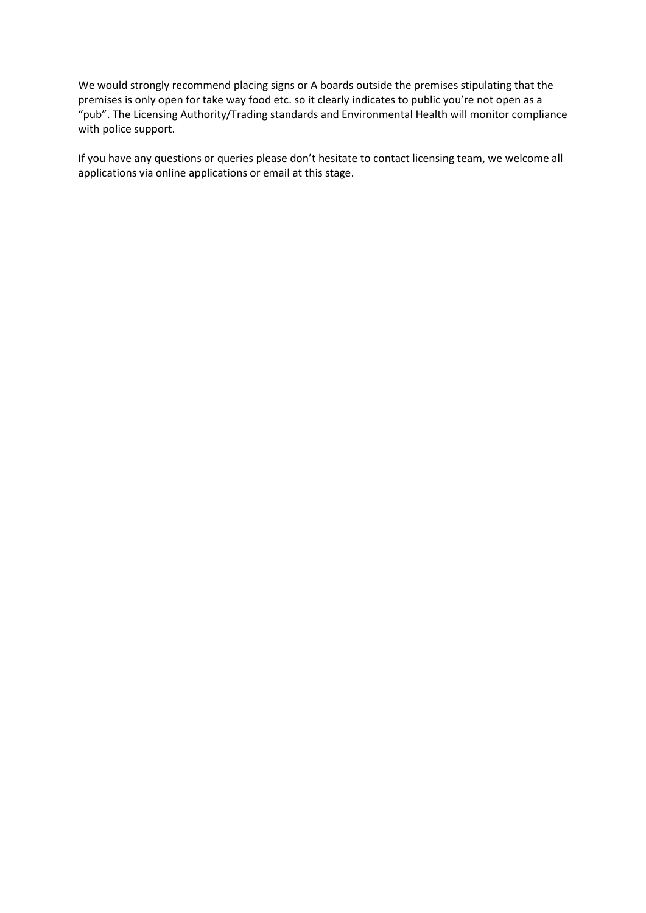We would strongly recommend placing signs or A boards outside the premises stipulating that the premises is only open for take way food etc. so it clearly indicates to public you're not open as a "pub". The Licensing Authority/Trading standards and Environmental Health will monitor compliance with police support.

If you have any questions or queries please don't hesitate to contact licensing team, we welcome all applications via online applications or email at this stage.